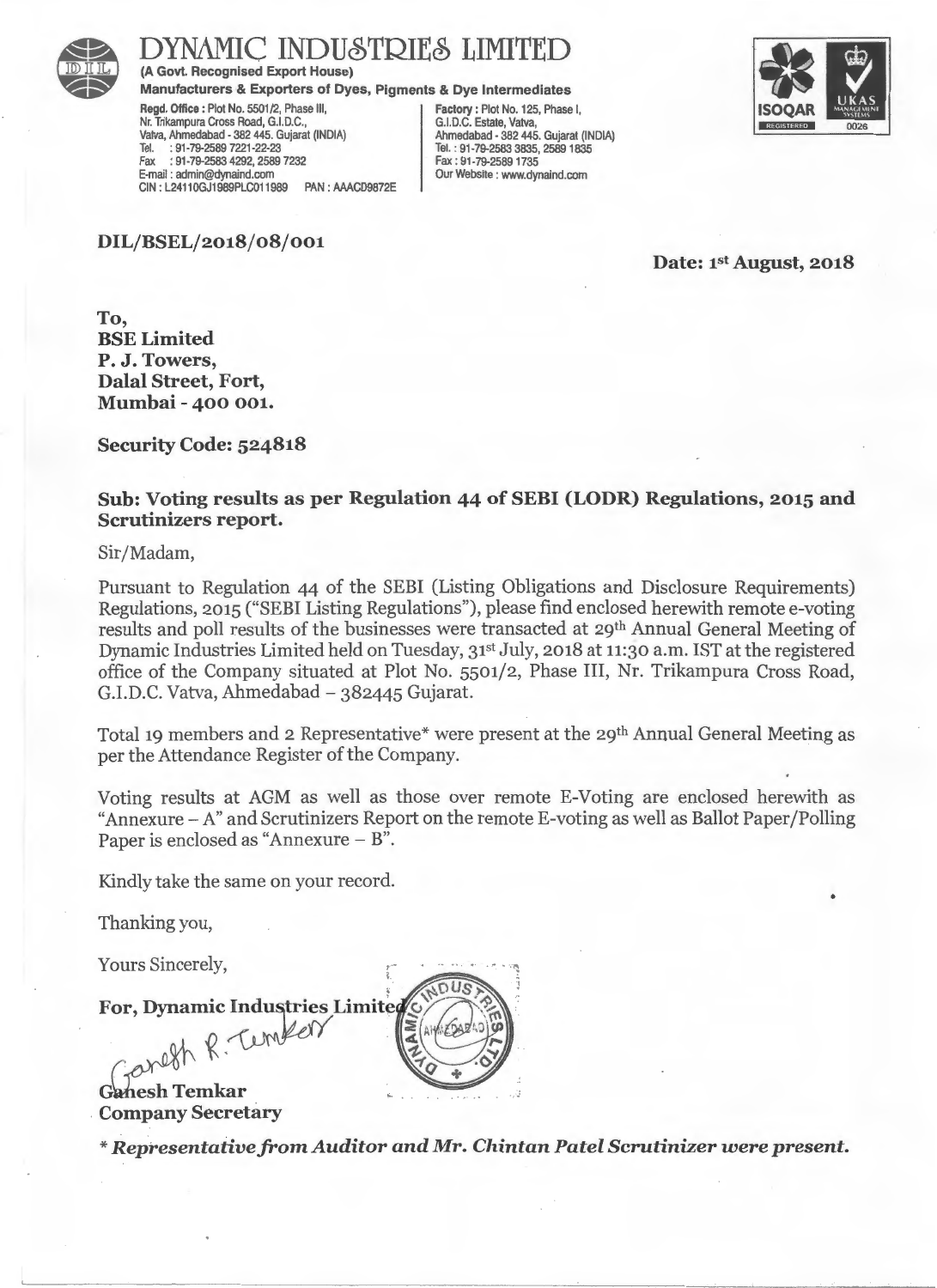# DYNAMIC INDUSTRIES LIMITED

**(A Govt. Recognised Export House)**

**Manufacturers & Exporters of Dyes, Pigments & Dye Intermediates**

**Regd. Office :** Plot No. 5501/2, Phase III, Nr. Trikampura Cross Road, G.I.D.C., Vatva, Ahmedabad - 382 445. Gujarat (INDIA)
Tel. : 91-79-2589 7221-22-23
Fax : 91-79-2583 4292, 2589 7232
E-mail : admin@dynaind.com
CIN : L24110GJ1989PLC011989 PAN : AAACD9872E

**Factory :** Plot No. 125, Phase I, G.I.D.C. Estate, Vatva, Ahmedabad - 382 445. Gujarat (INDIA)
Tel. : 91-79-2583 3835, 2589 1835
Fax : 91-79-2589 1735
Our Website : www.dynaind.com

**DIL/BSEL/2018/08/001**

**Date: 1st August, 2018**

**To,**
**BSE Limited**
**P. J. Towers,**
**Dalal Street, Fort,**
**Mumbai - 400 001.**

**Security Code: 524818**

**Sub: Voting results as per Regulation 44 of SEBI (LODR) Regulations, 2015 and Scrutinizers report.**

Sir/Madam,

Pursuant to Regulation 44 of the SEBI (Listing Obligations and Disclosure Requirements) Regulations, 2015 ("SEBI Listing Regulations"), please find enclosed herewith remote e-voting results and poll results of the businesses were transacted at 29th Annual General Meeting of Dynamic Industries Limited held on Tuesday, 31st July, 2018 at 11:30 a.m. IST at the registered office of the Company situated at Plot No. 5501/2, Phase III, Nr. Trikampura Cross Road, G.I.D.C. Vatva, Ahmedabad – 382445 Gujarat.

Total 19 members and 2 Representative* were present at the 29th Annual General Meeting as per the Attendance Register of the Company.

Voting results at AGM as well as those over remote E-Voting are enclosed herewith as "Annexure – A" and Scrutinizers Report on the remote E-voting as well as Ballot Paper/Polling Paper is enclosed as "Annexure – B".

Kindly take the same on your record.

Thanking you,

Yours Sincerely,

**For, Dynamic Industries Limited**

**Ganesh Temkar**
**Company Secretary**

***\* Representative from Auditor and Mr. Chintan Patel Scrutinizer were present.***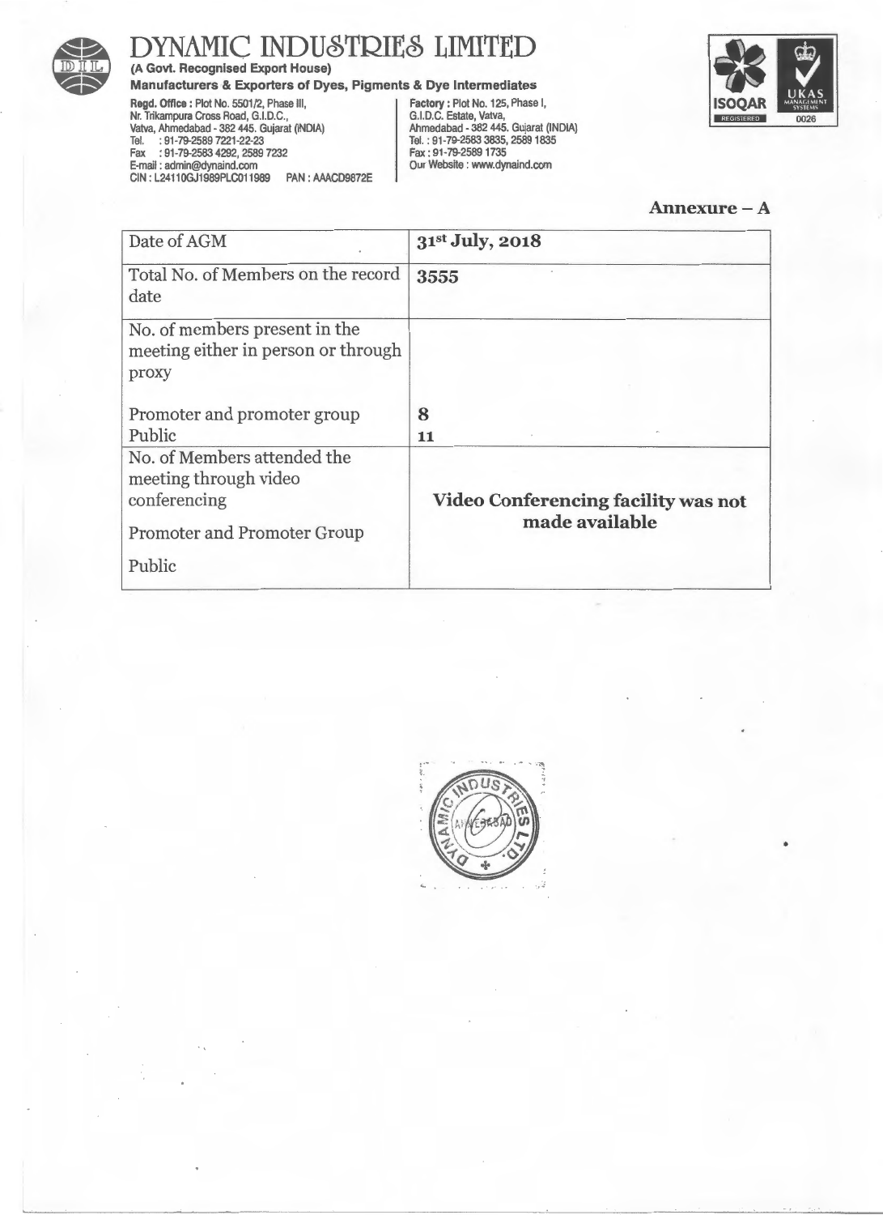# DYNAMIC INDUSTRIES LIMITED

**(A Govt. Recognised Export House)**

**Manufacturers & Exporters of Dyes, Pigments & Dye Intermediates**

**Regd. Office :** Plot No. 5501/2, Phase III, Nr. Trikampura Cross Road, G.I.D.C., Vatva, Ahmedabad - 382 445. Gujarat (INDIA)
Tel. : 91-79-2589 7221-22-23
Fax : 91-79-2583 4292, 2589 7232
E-mail : admin@dynaind.com
CIN : L24110GJ1989PLC011989 PAN : AAACD9872E

**Factory :** Plot No. 125, Phase I, G.I.D.C. Estate, Vatva, Ahmedabad - 382 445. Gujarat (INDIA)
Tel. : 91-79-2583 3835, 2589 1835
Fax : 91-79-2589 1735
Our Website : www.dynaind.com

**Annexure – A**

| Date of AGM | **31st July, 2018** |
|---|---|
| Total No. of Members on the record date | **3555** |
| No. of members present in the meeting either in person or through proxy<br><br>Promoter and promoter group<br>Public | <br><br><br>**8**<br>**11** |
| No. of Members attended the meeting through video conferencing<br><br>Promoter and Promoter Group<br><br>Public | **Video Conferencing facility was not made available** |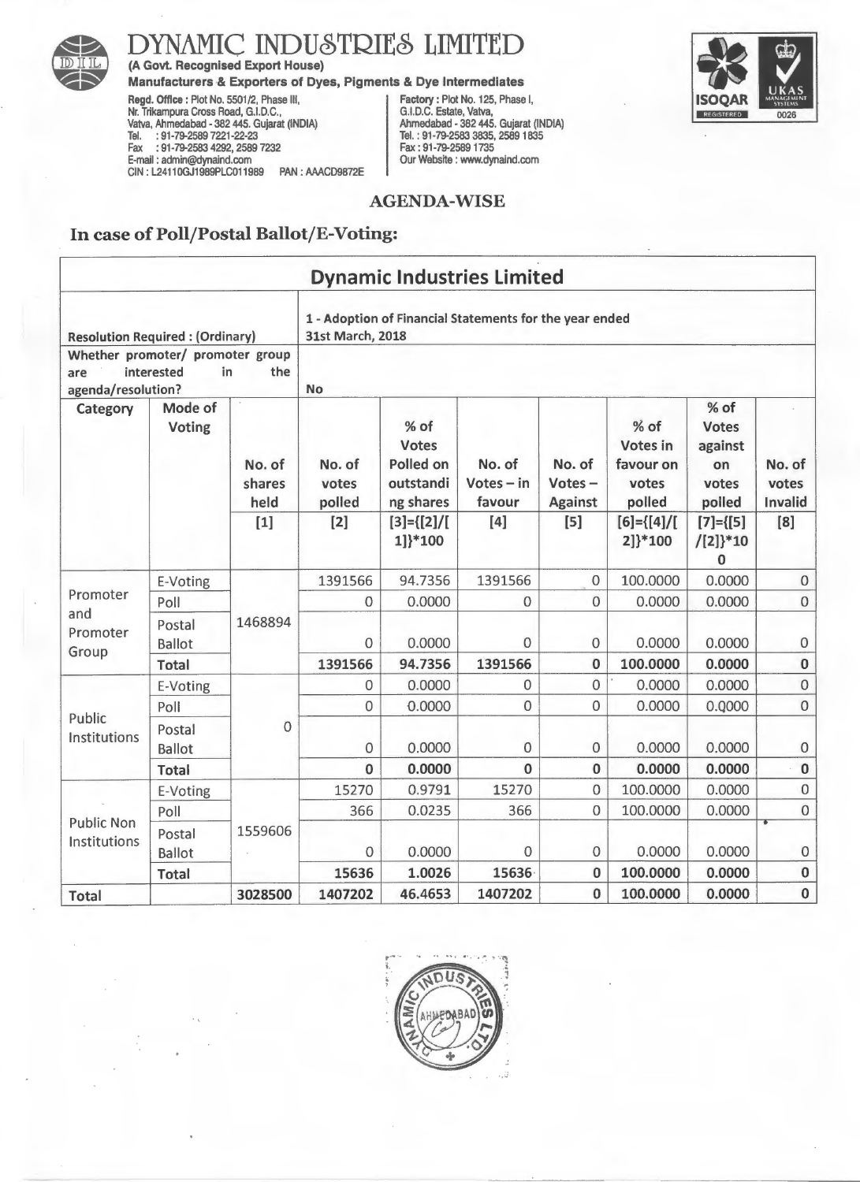# DYNAMIC INDUSTRIES LIMITED

**(A Govt. Recognised Export House)**

**Manufacturers & Exporters of Dyes, Pigments & Dye Intermediates**

**Regd. Office :** Plot No. 5501/2, Phase III, Nr. Trikampura Cross Road, G.I.D.C., Vatva, Ahmedabad - 382 445. Gujarat (INDIA)
Tel. : 91-79-2589 7221-22-23
Fax : 91-79-2583 4292, 2589 7232
E-mail : admin@dynaind.com
CIN : L24110GJ1989PLC011989 PAN : AAACD9872E

**Factory :** Plot No. 125, Phase I, G.I.D.C. Estate, Vatva, Ahmedabad - 382 445. Gujarat (INDIA)
Tel. : 91-79-2583 3835, 2589 1835
Fax : 91-79-2589 1735
Our Website : www.dynaind.com

## AGENDA-WISE

## In case of Poll/Postal Ballot/E-Voting:

| Dynamic Industries Limited | | | | | | | | | |
|---|---|---|---|---|---|---|---|---|---|
| **Resolution Required : (Ordinary)** | | | **1 - Adoption of Financial Statements for the year ended 31st March, 2018** | | | | | | |
| **Whether promoter/ promoter group are interested in the agenda/resolution?** | | | **No** | | | | | | |
| **Category** | **Mode of Voting** | **No. of shares held** [1] | **No. of votes polled** [2] | **% of Votes Polled on outstanding shares** [3]={[2]/[1]}*100 | **No. of Votes – in favour** [4] | **No. of Votes – Against** [5] | **% of Votes in favour on votes polled** [6]={[4]/[2]}*100 | **% of Votes against on votes polled** [7]={[5]/[2]}*100 | **No. of votes Invalid** [8] |
| Promoter and Promoter Group | E-Voting | 1468894 | 1391566 | 94.7356 | 1391566 | 0 | 100.0000 | 0.0000 | 0 |
| | Poll | | 0 | 0.0000 | 0 | 0 | 0.0000 | 0.0000 | 0 |
| | Postal Ballot | | 0 | 0.0000 | 0 | 0 | 0.0000 | 0.0000 | 0 |
| | **Total** | | **1391566** | **94.7356** | **1391566** | **0** | **100.0000** | **0.0000** | **0** |
| Public Institutions | E-Voting | 0 | 0 | 0.0000 | 0 | 0 | 0.0000 | 0.0000 | 0 |
| | Poll | | 0 | 0.0000 | 0 | 0 | 0.0000 | 0.0000 | 0 |
| | Postal Ballot | | 0 | 0.0000 | 0 | 0 | 0.0000 | 0.0000 | 0 |
| | **Total** | | **0** | **0.0000** | **0** | **0** | **0.0000** | **0.0000** | **0** |
| Public Non Institutions | E-Voting | 1559606 | 15270 | 0.9791 | 15270 | 0 | 100.0000 | 0.0000 | 0 |
| | Poll | | 366 | 0.0235 | 366 | 0 | 100.0000 | 0.0000 | 0 |
| | Postal Ballot | | 0 | 0.0000 | 0 | 0 | 0.0000 | 0.0000 | 0 |
| | **Total** | | **15636** | **1.0026** | **15636** | **0** | **100.0000** | **0.0000** | **0** |
| **Total** | | **3028500** | **1407202** | **46.4653** | **1407202** | **0** | **100.0000** | **0.0000** | **0** |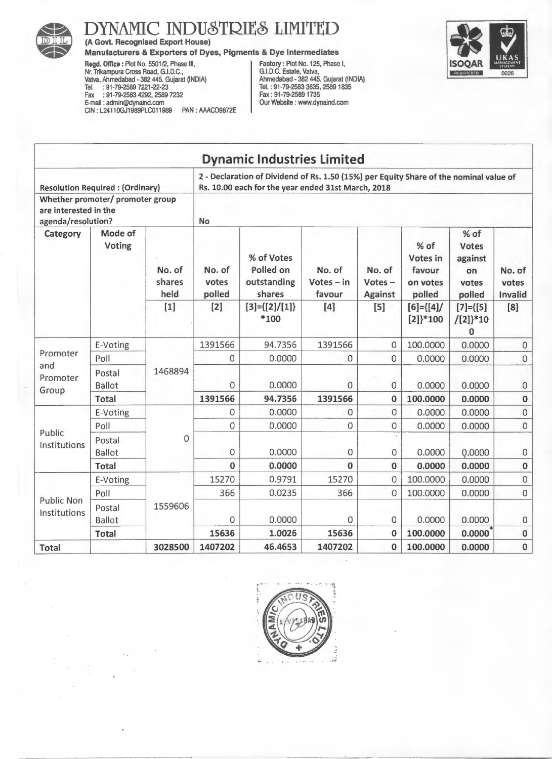# DYNAMIC INDUSTRIES LIMITED

**(A Govt. Recognised Export House)**

**Manufacturers & Exporters of Dyes, Pigments & Dye Intermediates**

**Regd. Office :** Plot No. 5501/2, Phase III, Nr. Trikampura Cross Road, G.I.D.C., Vatva, Ahmedabad - 382 445. Gujarat (INDIA)
Tel. : 91-79-2589 7221-22-23
Fax : 91-79-2583 4292, 2589 7232
E-mail : admin@dynaind.com
CIN : L24110GJ1989PLC011989 PAN : AAACD9872E

**Factory :** Plot No. 125, Phase I, G.I.D.C. Estate, Vatva, Ahmedabad - 382 445. Gujarat (INDIA)
Tel. : 91-79-2583 3835, 2589 1835
Fax : 91-79-2589 1735
Our Website : www.dynaind.com

## Dynamic Industries Limited

| Resolution Required : (Ordinary) | | | 2 - Declaration of Dividend of Rs. 1.50 (15%) per Equity Share of the nominal value of Rs. 10.00 each for the year ended 31st March, 2018 | | | | | | |
|---|---|---|---|---|---|---|---|---|---|
| Whether promoter/ promoter group are interested in the agenda/resolution? | | | No | | | | | | |
| **Category** | **Mode of Voting** | **No. of shares held** | **No. of votes polled** | **% of Votes Polled on outstanding shares** | **No. of Votes – in favour** | **No. of Votes – Against** | **% of Votes in favour on votes polled** | **% of Votes against on votes polled** | **No. of votes Invalid** |
| | | [1] | [2] | [3]={[2]/[1]}*100 | [4] | [5] | [6]={[4]/[2]}*100 | [7]={[5]/[2]}*100 | [8] |
| Promoter and Promoter Group | E-Voting | 1468894 | 1391566 | 94.7356 | 1391566 | 0 | 100.0000 | 0.0000 | 0 |
| | Poll | | 0 | 0.0000 | 0 | 0 | 0.0000 | 0.0000 | 0 |
| | Postal Ballot | | 0 | 0.0000 | 0 | 0 | 0.0000 | 0.0000 | 0 |
| | **Total** | | **1391566** | **94.7356** | **1391566** | **0** | **100.0000** | **0.0000** | **0** |
| Public Institutions | E-Voting | 0 | 0 | 0.0000 | 0 | 0 | 0.0000 | 0.0000 | 0 |
| | Poll | | 0 | 0.0000 | 0 | 0 | 0.0000 | 0.0000 | 0 |
| | Postal Ballot | | 0 | 0.0000 | 0 | 0 | 0.0000 | 0.0000 | 0 |
| | **Total** | | **0** | **0.0000** | **0** | **0** | **0.0000** | **0.0000** | **0** |
| Public Non Institutions | E-Voting | 1559606 | 15270 | 0.9791 | 15270 | 0 | 100.0000 | 0.0000 | 0 |
| | Poll | | 366 | 0.0235 | 366 | 0 | 100.0000 | 0.0000 | 0 |
| | Postal Ballot | | 0 | 0.0000 | 0 | 0 | 0.0000 | 0.0000 | 0 |
| | **Total** | | **15636** | **1.0026** | **15636** | **0** | **100.0000** | **0.0000** | **0** |
| **Total** | | **3028500** | **1407202** | **46.4653** | **1407202** | **0** | **100.0000** | **0.0000** | **0** |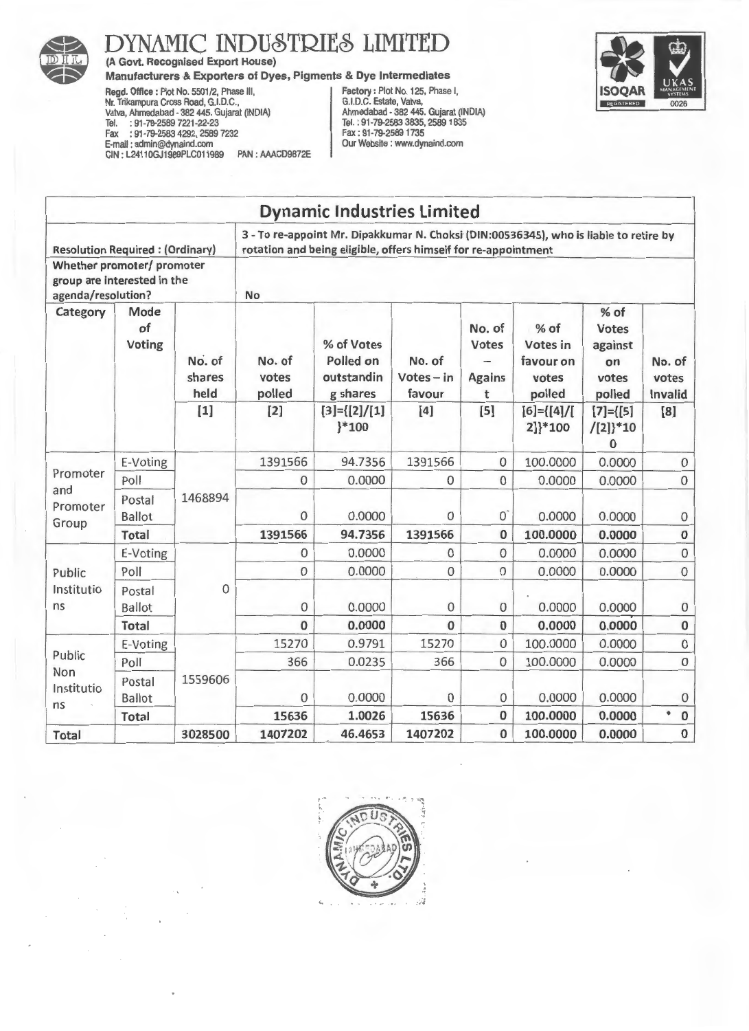# DYNAMIC INDUSTRIES LIMITED

**(A Govt. Recognised Export House)**

**Manufacturers & Exporters of Dyes, Pigments & Dye Intermediates**

Regd. Office : Plot No. 5501/2, Phase III, Nr. Trikampura Cross Road, G.I.D.C., Vatva, Ahmedabad - 382 445. Gujarat (INDIA)
Tel. : 91-79-2589 7221-22-23
Fax : 91-79-2583 4292, 2589 7232
E-mail : admin@dynaind.com
CIN : L24110GJ1989PLC011989 PAN : AAACD9872E

Factory : Plot No. 125, Phase I, G.I.D.C. Estate, Vatva, Ahmedabad - 382 445. Gujarat (INDIA)
Tel. : 91-79-2583 3835, 2589 1835
Fax : 91-79-2589 1735
Our Website : www.dynaind.com

## Dynamic Industries Limited

| Resolution Required : (Ordinary) | | | 3 - To re-appoint Mr. Dipakkumar N. Choksi (DIN:00536345), who is liable to retire by rotation and being eligible, offers himself for re-appointment | | | | | | |
|---|---|---|---|---|---|---|---|---|---|
| Whether promoter/ promoter group are interested in the agenda/resolution? | | | No | | | | | | |
| Category | Mode of Voting | No. of shares held [1] | No. of votes polled [2] | % of Votes Polled on outstanding shares [3]={[2]/[1]}*100 | No. of Votes – in favour [4] | No. of Votes – Against [5] | % of Votes in favour on votes polled [6]={[4]/[2]}*100 | % of Votes against on votes polled [7]={[5]/[2]}*100 | No. of votes Invalid [8] |
| Promoter and Promoter Group | E-Voting | 1468894 | 1391566 | 94.7356 | 1391566 | 0 | 100.0000 | 0.0000 | 0 |
| | Poll | | 0 | 0.0000 | 0 | 0 | 0.0000 | 0.0000 | 0 |
| | Postal Ballot | | 0 | 0.0000 | 0 | 0 | 0.0000 | 0.0000 | 0 |
| | **Total** | | **1391566** | **94.7356** | **1391566** | **0** | **100.0000** | **0.0000** | **0** |
| Public Institutions | E-Voting | 0 | 0 | 0.0000 | 0 | 0 | 0.0000 | 0.0000 | 0 |
| | Poll | | 0 | 0.0000 | 0 | 0 | 0.0000 | 0.0000 | 0 |
| | Postal Ballot | | 0 | 0.0000 | 0 | 0 | 0.0000 | 0.0000 | 0 |
| | **Total** | | **0** | **0.0000** | **0** | **0** | **0.0000** | **0.0000** | **0** |
| Public Non Institutions | E-Voting | 1559606 | 15270 | 0.9791 | 15270 | 0 | 100.0000 | 0.0000 | 0 |
| | Poll | | 366 | 0.0235 | 366 | 0 | 100.0000 | 0.0000 | 0 |
| | Postal Ballot | | 0 | 0.0000 | 0 | 0 | 0.0000 | 0.0000 | 0 |
| | **Total** | | **15636** | **1.0026** | **15636** | **0** | **100.0000** | **0.0000** | **0** |
| **Total** | | **3028500** | **1407202** | **46.4653** | **1407202** | **0** | **100.0000** | **0.0000** | **0** |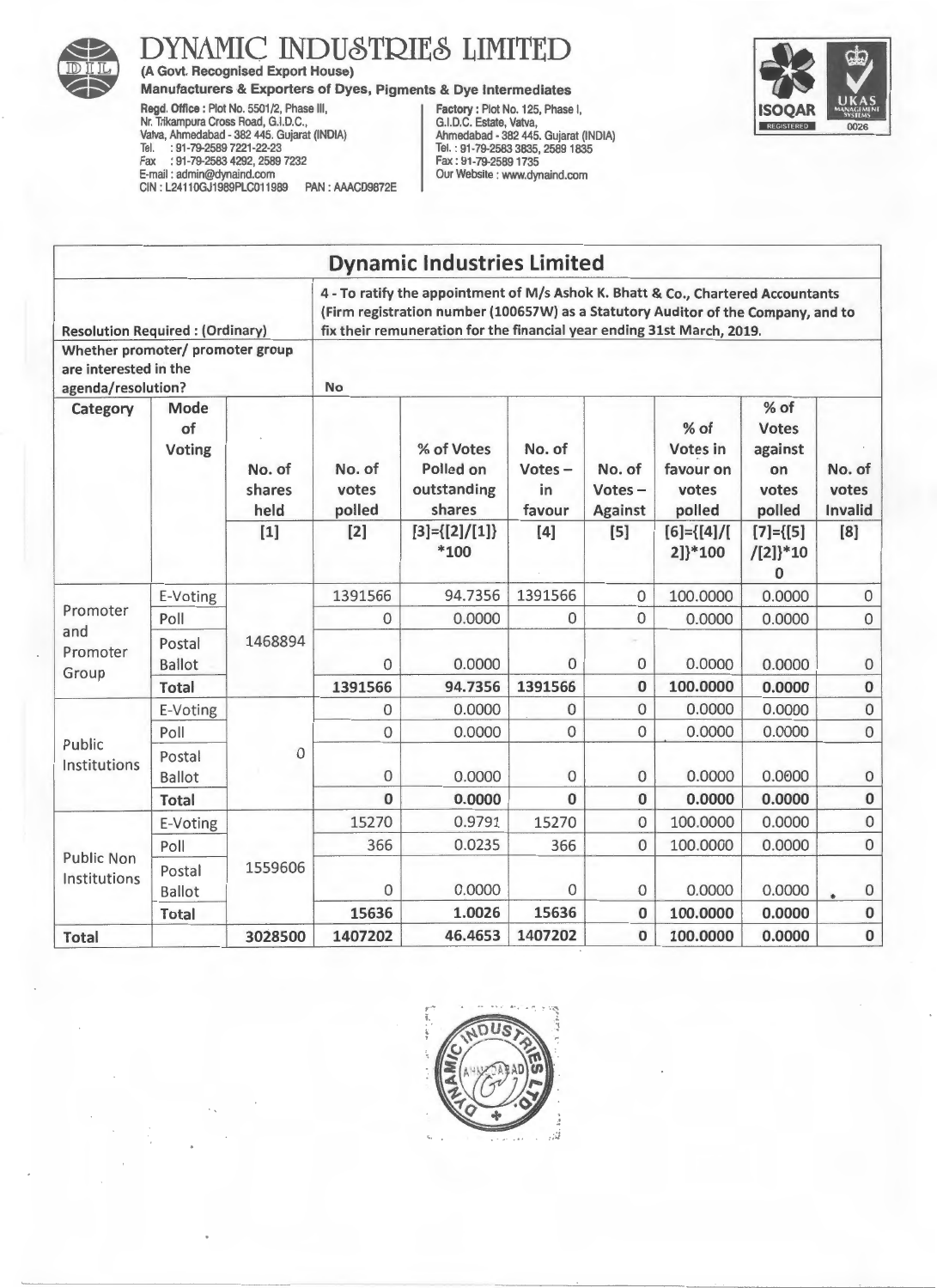# DYNAMIC INDUSTRIES LIMITED

**(A Govt. Recognised Export House)**

**Manufacturers & Exporters of Dyes, Pigments & Dye Intermediates**

Regd. Office : Plot No. 5501/2, Phase III, Nr. Trikampura Cross Road, G.I.D.C., Vatva, Ahmedabad - 382 445. Gujarat (INDIA)
Tel. : 91-79-2589 7221-22-23
Fax : 91-79-2583 4292, 2589 7232
E-mail : admin@dynaind.com
CIN : L24110GJ1989PLC011989 PAN : AAACD9872E

Factory : Plot No. 125, Phase I, G.I.D.C. Estate, Vatva, Ahmedabad - 382 445. Gujarat (INDIA)
Tel. : 91-79-2583 3835, 2589 1835
Fax : 91-79-2589 1735
Our Website : www.dynaind.com

## Dynamic Industries Limited

| Resolution Required : (Ordinary) | | 4 - To ratify the appointment of M/s Ashok K. Bhatt & Co., Chartered Accountants (Firm registration number (100657W) as a Statutory Auditor of the Company, and to fix their remuneration for the financial year ending 31st March, 2019. | | | | | | | |
|---|---|---|---|---|---|---|---|---|---|
| **Whether promoter/ promoter group are interested in the agenda/resolution?** | | No | | | | | | | |
| **Category** | **Mode of Voting** | **No. of shares held** | **No. of votes polled** | **% of Votes Polled on outstanding shares** | **No. of Votes – in favour** | **No. of Votes – Against** | **% of Votes in favour on votes polled** | **% of Votes against on votes polled** | **No. of votes Invalid** |
| | | [1] | [2] | [3]={[2]/[1]}*100 | [4] | [5] | [6]={[4]/[2]}*100 | [7]={[5]/[2]}*100 | [8] |
| Promoter and Promoter Group | E-Voting | 1468894 | 1391566 | 94.7356 | 1391566 | 0 | 100.0000 | 0.0000 | 0 |
| | Poll | | 0 | 0.0000 | 0 | 0 | 0.0000 | 0.0000 | 0 |
| | Postal Ballot | | 0 | 0.0000 | 0 | 0 | 0.0000 | 0.0000 | 0 |
| | **Total** | | **1391566** | **94.7356** | **1391566** | **0** | **100.0000** | **0.0000** | **0** |
| Public Institutions | E-Voting | 0 | 0 | 0.0000 | 0 | 0 | 0.0000 | 0.0000 | 0 |
| | Poll | | 0 | 0.0000 | 0 | 0 | 0.0000 | 0.0000 | 0 |
| | Postal Ballot | | 0 | 0.0000 | 0 | 0 | 0.0000 | 0.0000 | 0 |
| | **Total** | | **0** | **0.0000** | **0** | **0** | **0.0000** | **0.0000** | **0** |
| Public Non Institutions | E-Voting | 1559606 | 15270 | 0.9791 | 15270 | 0 | 100.0000 | 0.0000 | 0 |
| | Poll | | 366 | 0.0235 | 366 | 0 | 100.0000 | 0.0000 | 0 |
| | Postal Ballot | | 0 | 0.0000 | 0 | 0 | 0.0000 | 0.0000 | 0 |
| | **Total** | | **15636** | **1.0026** | **15636** | **0** | **100.0000** | **0.0000** | **0** |
| **Total** | | **3028500** | **1407202** | **46.4653** | **1407202** | **0** | **100.0000** | **0.0000** | **0** |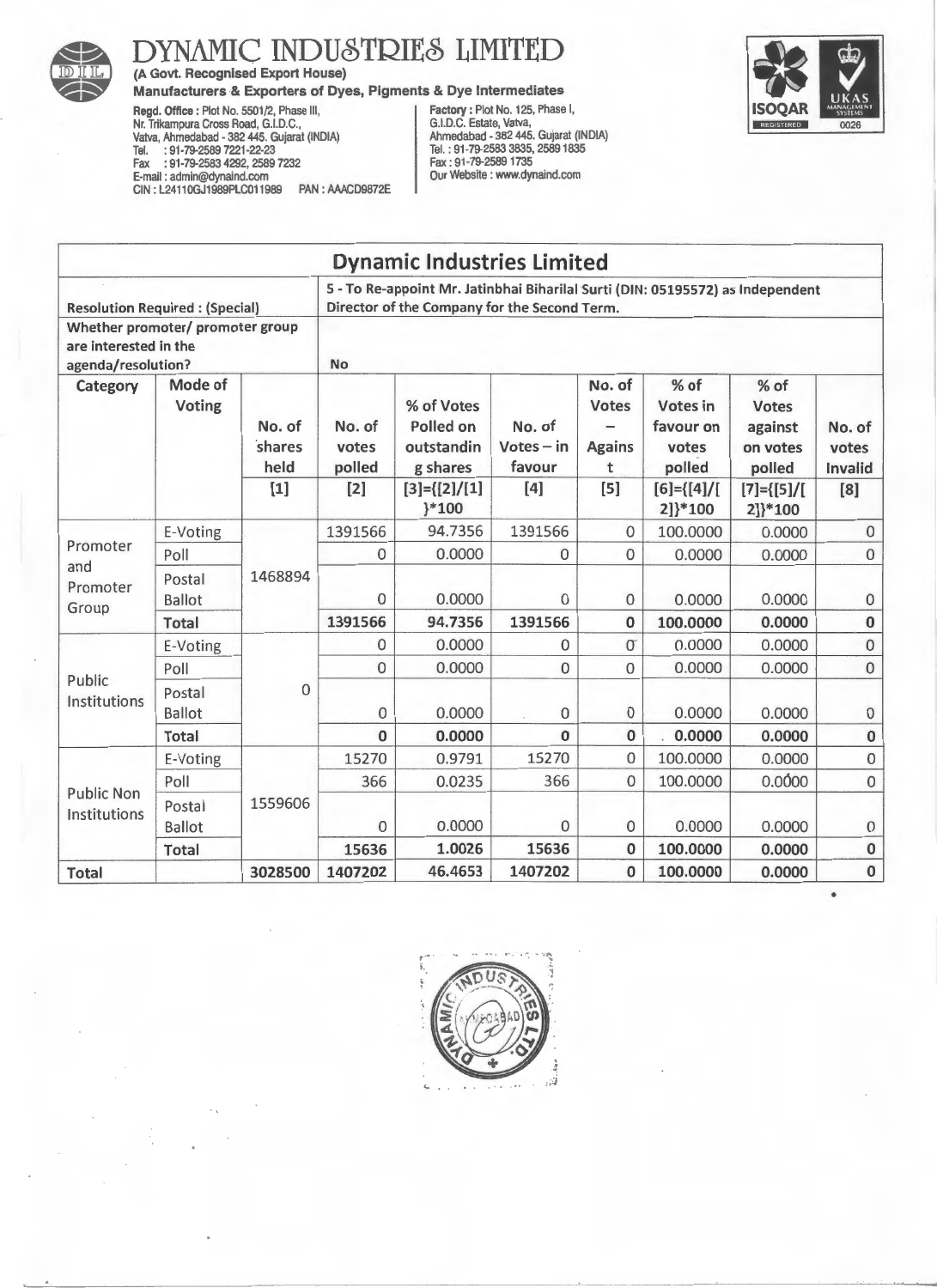# DYNAMIC INDUSTRIES LIMITED

**(A Govt. Recognised Export House)**

**Manufacturers & Exporters of Dyes, Pigments & Dye Intermediates**

Regd. Office : Plot No. 5501/2, Phase III, Nr. Trikampura Cross Road, G.I.D.C., Vatva, Ahmedabad - 382 445. Gujarat (INDIA)
Tel. : 91-79-2589 7221-22-23
Fax : 91-79-2583 4292, 2589 7232
E-mail : admin@dynaind.com
CIN : L24110GJ1989PLC011989 PAN : AAACD9872E

Factory : Plot No. 125, Phase I, G.I.D.C. Estate, Vatva, Ahmedabad - 382 445. Gujarat (INDIA)
Tel. : 91-79-2583 3835, 2589 1835
Fax : 91-79-2589 1735
Our Website : www.dynaind.com

## Dynamic Industries Limited

| Resolution Required : (Special) | | 5 - To Re-appoint Mr. Jatinbhai Biharilal Surti (DIN: 05195572) as Independent Director of the Company for the Second Term. | | | | | | | |
|---|---|---|---|---|---|---|---|---|---|
| Whether promoter/ promoter group are interested in the agenda/resolution? | | No | | | | | | | |
| Category | Mode of Voting | No. of shares held [1] | No. of votes polled [2] | % of Votes Polled on outstanding shares [3]={[2]/[1]}*100 | No. of Votes – in favour [4] | No. of Votes – Against [5] | % of Votes in favour on votes polled [6]={[4]/[2]}*100 | % of Votes against on votes polled [7]={[5]/[2]}*100 | No. of votes Invalid [8] |
| Promoter and Promoter Group | E-Voting | 1468894 | 1391566 | 94.7356 | 1391566 | 0 | 100.0000 | 0.0000 | 0 |
| | Poll | | 0 | 0.0000 | 0 | 0 | 0.0000 | 0.0000 | 0 |
| | Postal Ballot | | 0 | 0.0000 | 0 | 0 | 0.0000 | 0.0000 | 0 |
| | **Total** | | **1391566** | **94.7356** | **1391566** | **0** | **100.0000** | **0.0000** | **0** |
| Public Institutions | E-Voting | 0 | 0 | 0.0000 | 0 | 0 | 0.0000 | 0.0000 | 0 |
| | Poll | | 0 | 0.0000 | 0 | 0 | 0.0000 | 0.0000 | 0 |
| | Postal Ballot | | 0 | 0.0000 | 0 | 0 | 0.0000 | 0.0000 | 0 |
| | **Total** | | **0** | **0.0000** | **0** | **0** | **0.0000** | **0.0000** | **0** |
| Public Non Institutions | E-Voting | 1559606 | 15270 | 0.9791 | 15270 | 0 | 100.0000 | 0.0000 | 0 |
| | Poll | | 366 | 0.0235 | 366 | 0 | 100.0000 | 0.0000 | 0 |
| | Postal Ballot | | 0 | 0.0000 | 0 | 0 | 0.0000 | 0.0000 | 0 |
| | **Total** | | **15636** | **1.0026** | **15636** | **0** | **100.0000** | **0.0000** | **0** |
| **Total** | | **3028500** | **1407202** | **46.4653** | **1407202** | **0** | **100.0000** | **0.0000** | **0** |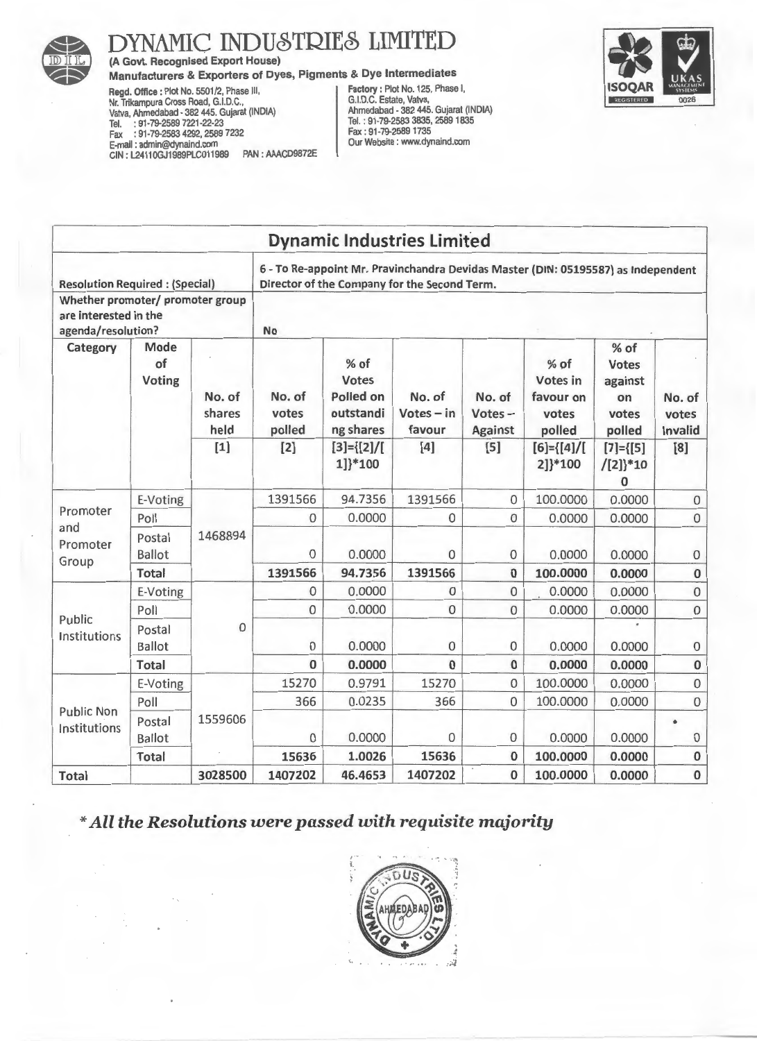# DYNAMIC INDUSTRIES LIMITED

**(A Govt. Recognised Export House)**

**Manufacturers & Exporters of Dyes, Pigments & Dye Intermediates**

**Regd. Office :** Plot No. 5501/2, Phase III, Nr. Trikampura Cross Road, G.I.D.C., Vatva, Ahmedabad - 382 445. Gujarat (INDIA)
Tel. : 91-79-2589 7221-22-23
Fax : 91-79-2583 4292, 2589 7232
E-mail : admin@dynaind.com
CIN : L24110GJ1989PLC011989 PAN : AAACD9872E

**Factory :** Plot No. 125, Phase I, G.I.D.C. Estate, Vatva, Ahmedabad - 382 445. Gujarat (INDIA)
Tel. : 91-79-2583 3835, 2589 1835
Fax : 91-79-2589 1735
Our Website : www.dynaind.com

## Dynamic Industries Limited

| Resolution Required : (Special) | | 6 - To Re-appoint Mr. Pravinchandra Devidas Master (DIN: 05195587) as Independent Director of the Company for the Second Term. | | | | | | | |
|---|---|---|---|---|---|---|---|---|---|
| Whether promoter/ promoter group are interested in the agenda/resolution? | | No | | | | | | | |
| Category | Mode of Voting | No. of shares held | No. of votes polled | % of Votes Polled on outstanding shares | No. of Votes – in favour | No. of Votes – Against | % of Votes in favour on votes polled | % of Votes against on votes polled | No. of votes Invalid |
| | | [1] | [2] | [3]={[2]/[1]}*100 | [4] | [5] | [6]={[4]/[2]}*100 | [7]={[5]/[2]}*100 | [8] |
| Promoter and Promoter Group | E-Voting | 1468894 | 1391566 | 94.7356 | 1391566 | 0 | 100.0000 | 0.0000 | 0 |
| | Poll | | 0 | 0.0000 | 0 | 0 | 0.0000 | 0.0000 | 0 |
| | Postal Ballot | | 0 | 0.0000 | 0 | 0 | 0.0000 | 0.0000 | 0 |
| | **Total** | | **1391566** | **94.7356** | **1391566** | **0** | **100.0000** | **0.0000** | **0** |
| Public Institutions | E-Voting | 0 | 0 | 0.0000 | 0 | 0 | 0.0000 | 0.0000 | 0 |
| | Poll | | 0 | 0.0000 | 0 | 0 | 0.0000 | 0.0000 | 0 |
| | Postal Ballot | | 0 | 0.0000 | 0 | 0 | 0.0000 | 0.0000 | 0 |
| | **Total** | | **0** | **0.0000** | **0** | **0** | **0.0000** | **0.0000** | **0** |
| Public Non Institutions | E-Voting | 1559606 | 15270 | 0.9791 | 15270 | 0 | 100.0000 | 0.0000 | 0 |
| | Poll | | 366 | 0.0235 | 366 | 0 | 100.0000 | 0.0000 | 0 |
| | Postal Ballot | | 0 | 0.0000 | 0 | 0 | 0.0000 | 0.0000 | 0 |
| | **Total** | | **15636** | **1.0026** | **15636** | **0** | **100.0000** | **0.0000** | **0** |
| **Total** | | **3028500** | **1407202** | **46.4653** | **1407202** | **0** | **100.0000** | **0.0000** | **0** |

***\* All the Resolutions were passed with requisite majority***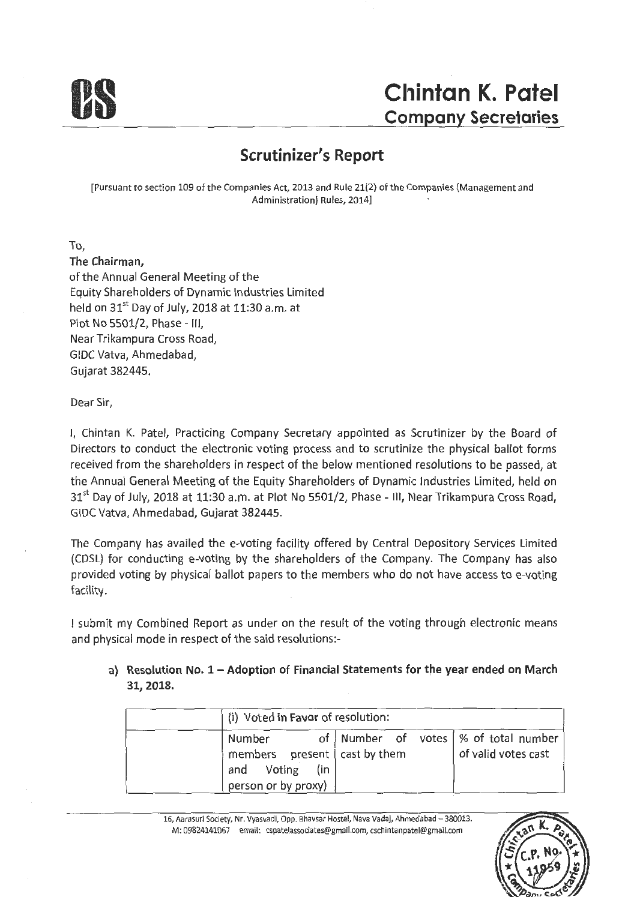# Chintan K. Patel
## Company Secretaries

## Scrutinizer's Report

[Pursuant to section 109 of the Companies Act, 2013 and Rule 21(2) of the Companies (Management and Administration) Rules, 2014]

To,
**The Chairman,**
of the Annual General Meeting of the
Equity Shareholders of Dynamic Industries Limited
held on 31st Day of July, 2018 at 11:30 a.m. at
Plot No 5501/2, Phase - III,
Near Trikampura Cross Road,
GIDC Vatva, Ahmedabad,
Gujarat 382445.

Dear Sir,

I, Chintan K. Patel, Practicing Company Secretary appointed as Scrutinizer by the Board of Directors to conduct the electronic voting process and to scrutinize the physical ballot forms received from the shareholders in respect of the below mentioned resolutions to be passed, at the Annual General Meeting of the Equity Shareholders of Dynamic Industries Limited, held on 31st Day of July, 2018 at 11:30 a.m. at Plot No 5501/2, Phase - III, Near Trikampura Cross Road, GIDC Vatva, Ahmedabad, Gujarat 382445.

The Company has availed the e-voting facility offered by Central Depository Services Limited (CDSL) for conducting e-voting by the shareholders of the Company. The Company has also provided voting by physical ballot papers to the members who do not have access to e-voting facility.

I submit my Combined Report as under on the result of the voting through electronic means and physical mode in respect of the said resolutions:-

a) **Resolution No. 1 – Adoption of Financial Statements for the year ended on March 31, 2018.**

| | (i) Voted in Favor of resolution: | | |
|---|---|---|---|
| | Number of members present and Voting (in person or by proxy) | Number of votes cast by them | % of total number of valid votes cast |

16, Aarasuri Society, Nr. Vyasvadi, Opp. Bhavsar Hostel, Nava Vadaj, Ahmedabad – 380013.
M: 09824141067 email: cspatelassociates@gmail.com, cschintanpatel@gmail.com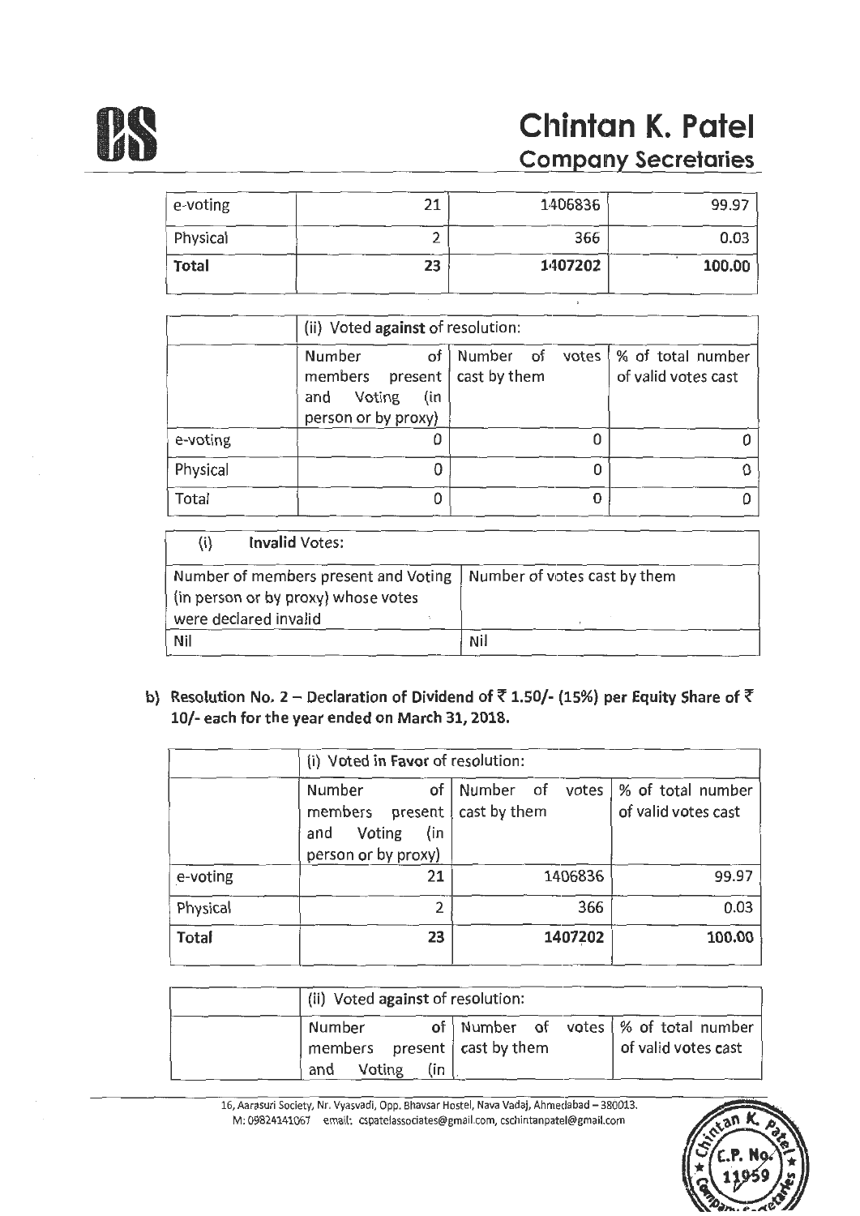| | | | |
|---|---|---|---|
| e-voting | 21 | 1406836 | 99.97 |
| Physical | 2 | 366 | 0.03 |
| **Total** | **23** | **1407202** | **100.00** |

| | (ii) Voted **against** of resolution: | | |
|---|---|---|---|
| | Number of members present and Voting (in person or by proxy) | Number of votes cast by them | % of total number of valid votes cast |
| e-voting | 0 | 0 | 0 |
| Physical | 0 | 0 | 0 |
| Total | 0 | 0 | 0 |

| (i) **Invalid** Votes: | |
|---|---|
| Number of members present and Voting (in person or by proxy) whose votes were declared invalid | Number of votes cast by them |
| Nil | Nil |

**b) Resolution No. 2 – Declaration of Dividend of ₹ 1.50/- (15%) per Equity Share of ₹ 10/- each for the year ended on March 31, 2018.**

| | (i) Voted in **Favor** of resolution: | | |
|---|---|---|---|
| | Number of members present and Voting (in person or by proxy) | Number of votes cast by them | % of total number of valid votes cast |
| e-voting | 21 | 1406836 | 99.97 |
| Physical | 2 | 366 | 0.03 |
| **Total** | **23** | **1407202** | **100.00** |

| | (ii) Voted **against** of resolution: | | |
|---|---|---|---|
| | Number of members present and Voting (in | Number of votes cast by them | % of total number of valid votes cast |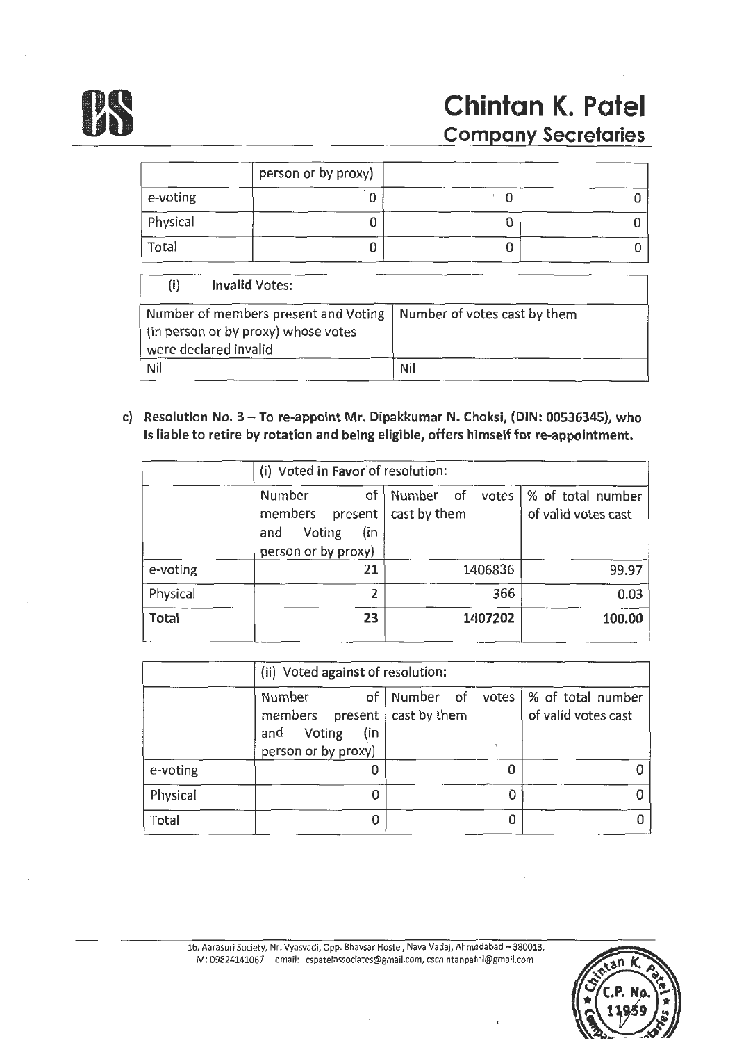| | person or by proxy) | | |
|---|---|---|---|
| e-voting | 0 | 0 | 0 |
| Physical | 0 | 0 | 0 |
| Total | 0 | 0 | 0 |

| (i) **Invalid** Votes: | |
|---|---|
| Number of members present and Voting (in person or by proxy) whose votes were declared invalid | Number of votes cast by them |
| Nil | Nil |

c) **Resolution No. 3 – To re-appoint Mr. Dipakkumar N. Choksi, (DIN: 00536345), who is liable to retire by rotation and being eligible, offers himself for re-appointment.**

| | (i) Voted **in Favor** of resolution: | | |
|---|---|---|---|
| | Number of members present and Voting (in person or by proxy) | Number of votes cast by them | % of total number of valid votes cast |
| e-voting | 21 | 1406836 | 99.97 |
| Physical | 2 | 366 | 0.03 |
| **Total** | **23** | **1407202** | **100.00** |

| | (ii) Voted **against** of resolution: | | |
|---|---|---|---|
| | Number of members present and Voting (in person or by proxy) | Number of votes cast by them | % of total number of valid votes cast |
| e-voting | 0 | 0 | 0 |
| Physical | 0 | 0 | 0 |
| Total | 0 | 0 | 0 |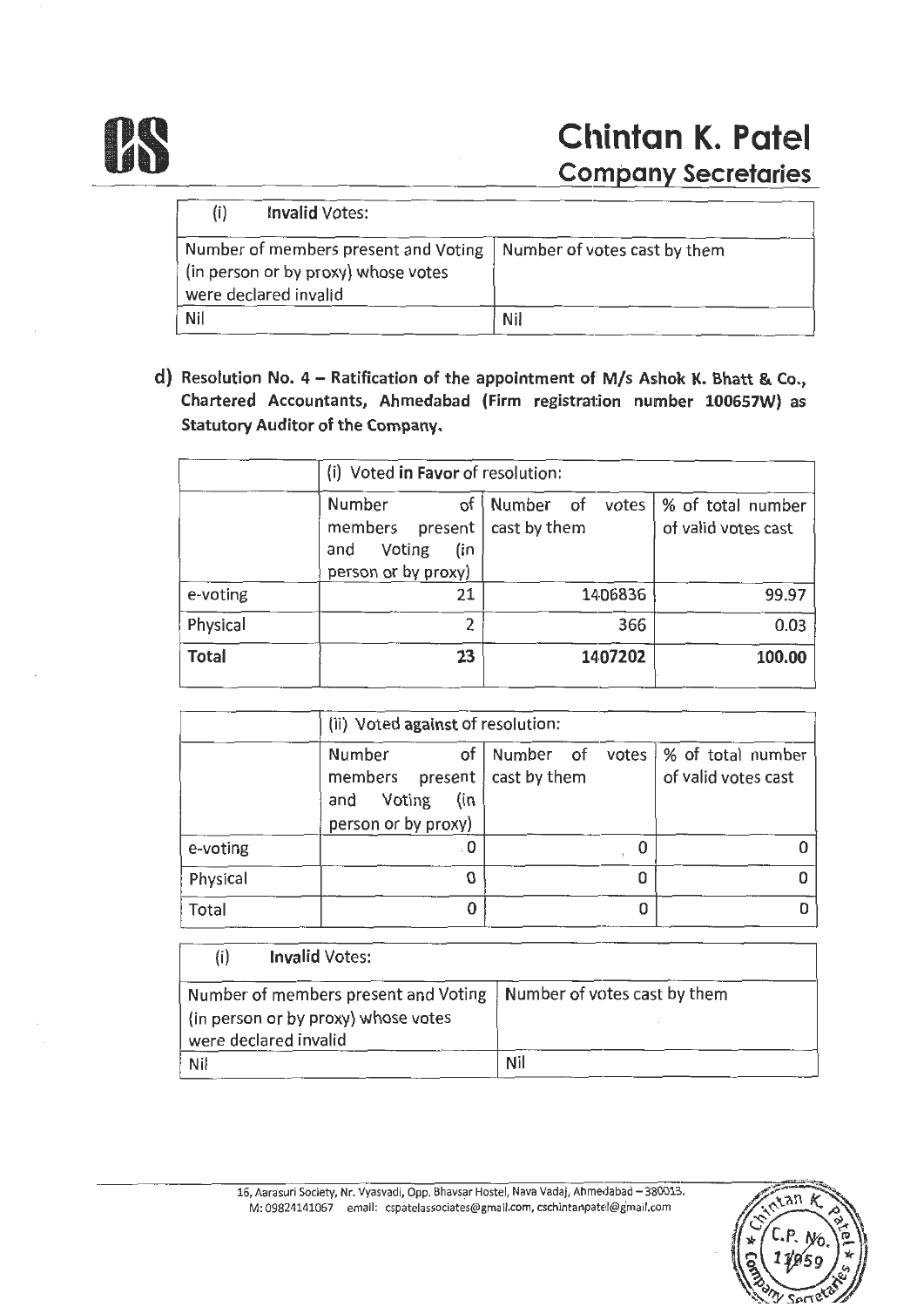| (i) **Invalid** Votes: | |
|---|---|
| Number of members present and Voting (in person or by proxy) whose votes were declared invalid | Number of votes cast by them |
| Nil | Nil |

**d) Resolution No. 4 – Ratification of the appointment of M/s Ashok K. Bhatt & Co., Chartered Accountants, Ahmedabad (Firm registration number 100657W) as Statutory Auditor of the Company.**

| | (i) Voted **in Favor** of resolution: | | |
|---|---|---|---|
| | Number of members present and Voting (in person or by proxy) | Number of votes cast by them | % of total number of valid votes cast |
| e-voting | 21 | 1406836 | 99.97 |
| Physical | 2 | 366 | 0.03 |
| **Total** | **23** | **1407202** | **100.00** |

| | (ii) Voted **against** of resolution: | | |
|---|---|---|---|
| | Number of members present and Voting (in person or by proxy) | Number of votes cast by them | % of total number of valid votes cast |
| e-voting | 0 | 0 | 0 |
| Physical | 0 | 0 | 0 |
| Total | 0 | 0 | 0 |

| (i) **Invalid** Votes: | |
|---|---|
| Number of members present and Voting (in person or by proxy) whose votes were declared invalid | Number of votes cast by them |
| Nil | Nil |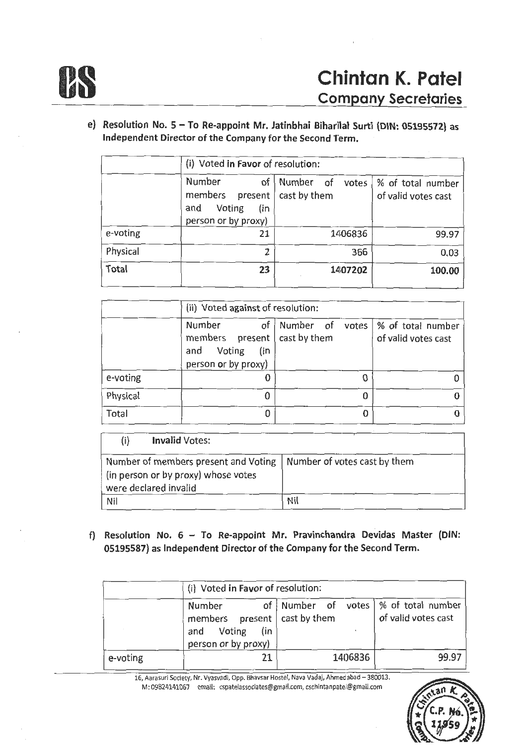e) **Resolution No. 5 – To Re-appoint Mr. Jatinbhai Biharilal Surti (DIN: 05195572) as Independent Director of the Company for the Second Term.**

| | (i) Voted **in Favor** of resolution: | | |
|---|---|---|---|
| | Number of members present and Voting (in person or by proxy) | Number of votes cast by them | % of total number of valid votes cast |
| e-voting | 21 | 1406836 | 99.97 |
| Physical | 2 | 366 | 0.03 |
| **Total** | **23** | **1407202** | **100.00** |

| | (ii) Voted **against** of resolution: | | |
|---|---|---|---|
| | Number of members present and Voting (in person or by proxy) | Number of votes cast by them | % of total number of valid votes cast |
| e-voting | 0 | 0 | 0 |
| Physical | 0 | 0 | 0 |
| Total | 0 | 0 | 0 |

| (i) **Invalid** Votes: | |
|---|---|
| Number of members present and Voting (in person or by proxy) whose votes were declared invalid | Number of votes cast by them |
| Nil | Nil |

f) **Resolution No. 6 – To Re-appoint Mr. Pravinchandra Devidas Master (DIN: 05195587) as Independent Director of the Company for the Second Term.**

| | (i) Voted **in Favor** of resolution: | | |
|---|---|---|---|
| | Number of members present and Voting (in person or by proxy) | Number of votes cast by them | % of total number of valid votes cast |
| e-voting | 21 | 1406836 | 99.97 |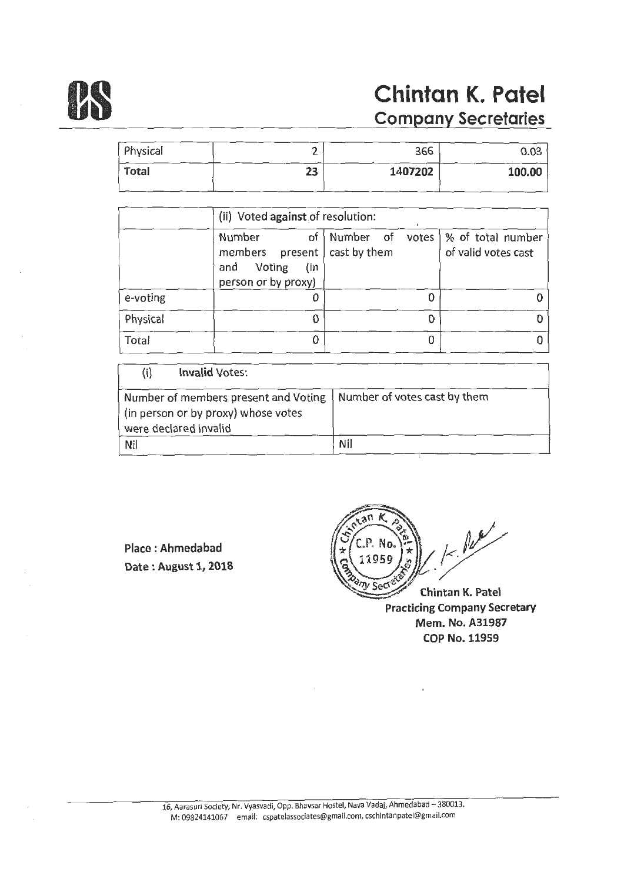| | | | |
|---|---|---|---|
| Physical | 2 | 366 | 0.03 |
| **Total** | **23** | **1407202** | **100.00** |

| | (ii) Voted **against** of resolution: | | |
|---|---|---|---|
| | Number of members present and Voting (in person or by proxy) | Number of votes cast by them | % of total number of valid votes cast |
| e-voting | 0 | 0 | 0 |
| Physical | 0 | 0 | 0 |
| Total | 0 | 0 | 0 |

| (i) **Invalid** Votes: | |
|---|---|
| Number of members present and Voting (in person or by proxy) whose votes were declared invalid | Number of votes cast by them |
| Nil | Nil |

**Place : Ahmedabad**
**Date : August 1, 2018**

Chintan K. Patel
**Practicing Company Secretary**
**Mem. No. A31987**
**COP No. 11959**